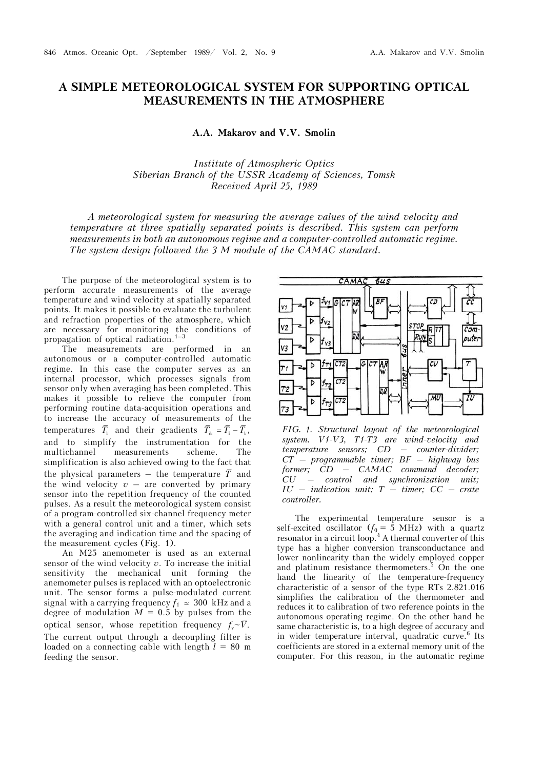# A SIMPLE METEOROLOGICAL SYSTEM FOR SUPPORTING OPTICAL MEASUREMENTS IN THE ATMOSPHERE

**A.A. Makarov and V.V. Smolin**

*Institute of Atmospheric Optics*
*Siberian Branch of the USSR Academy of Sciences, Tomsk*
*Received April 25, 1989*

*A meteorological system for measuring the average values of the wind velocity and temperature at three spatially separated points is described. This system can perform measurements in both an autonomous regime and a computer-controlled automatic regime. The system design followed the 3 M module of the CAMAC standard.*

The purpose of the meteorological system is to perform accurate measurements of the average temperature and wind velocity at spatially separated points. It makes it possible to evaluate the turbulent and refraction properties of the atmosphere, which are necessary for monitoring the conditions of propagation of optical radiation.[1–3]

The measurements are performed in an autonomous or a computer-controlled automatic regime. In this case the computer serves as an internal processor, which processes signals from sensor only when averaging has been completed. This makes it possible to relieve the computer from performing routine data-acquisition operations and to increase the accuracy of measurements of the temperatures $\overline{T}_i$ and their gradients $\overline{T}_{ik} = \overline{T}_i - \overline{T}_k$, and to simplify the instrumentation for the multichannel measurements scheme. The simplification is also achieved owing to the fact that the physical parameters – the temperature $\overline{T}$ and the wind velocity $v$ – are converted by primary sensor into the repetition frequency of the counted pulses. As a result the meteorological system consist of a program-controlled six-channel frequency meter with a general control unit and a timer, which sets the averaging and indication time and the spacing of the measurement cycles (Fig. 1).

An M25 anemometer is used as an external sensor of the wind velocity $v$. To increase the initial sensitivity the mechanical unit forming the anemometer pulses is replaced with an optoelectronic unit. The sensor forms a pulse-modulated current signal with a carrying frequency $f_1 \simeq 300$ kHz and a degree of modulation $M = 0.5$ by pulses from the optical sensor, whose repetition frequency $f_v \sim \overline{V}$. The current output through a decoupling filter is loaded on a connecting cable with length $l = 80$ m feeding the sensor.

*FIG. 1. Structural layout of the meteorological system. V1-V3, T1-T3 are wind-velocity and temperature sensors; CD – counter-divider; CT – programmable timer; BF – highway bus former; CD – CAMAC command decoder; CU – control and synchronization unit; IU – indication unit; T – timer; CC – crate controller.*

The experimental temperature sensor is a self-excited oscillator ($f_0 = 5$ MHz) with a quartz resonator in a circuit loop.[4] A thermal converter of this type has a higher conversion transconductance and lower nonlinearity than the widely employed copper and platinum resistance thermometers.[5] On the one hand the linearity of the temperature-frequency characteristic of a sensor of the type RTs 2.821.016 simplifies the calibration of the thermometer and reduces it to calibration of two reference points in the autonomous operating regime. On the other hand he same characteristic is, to a high degree of accuracy and in wider temperature interval, quadratic curve.[6] Its coefficients are stored in a external memory unit of the computer. For this reason, in the automatic regime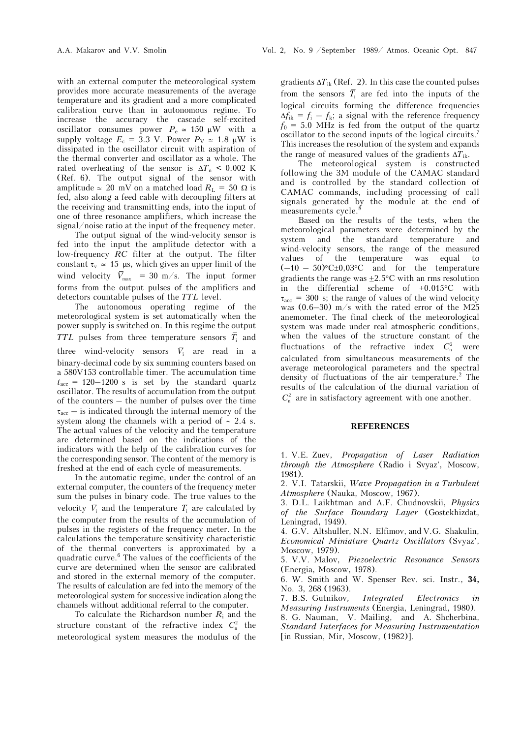with an external computer the meteorological system provides more accurate measurements of the average temperature and its gradient and a more complicated calibration curve than in autonomous regime. To increase the accuracy the cascade self-excited oscillator consumes power $P_e \simeq 150$ μW with a supply voltage $E_c = 3.3$ V. Power $P_V \simeq 1.8$ μW is dissipated in the oscillator circuit with aspiration of the thermal converter and oscillator as a whole. The rated overheating of the sensor is $\Delta T_n < 0.002$ K (Ref. 6). The output signal of the sensor with amplitude $\simeq 20$ mV on a matched load $R_L = 50\ \Omega$ is fed, also along a feed cable with decoupling filters at the receiving and transmitting ends, into the input of one of three resonance amplifiers, which increase the signal/noise ratio at the input of the frequency meter.

The output signal of the wind-velocity sensor is fed into the input the amplitude detector with a low-frequency *RC* filter at the output. The filter constant $\tau_v \simeq 15$ μs, which gives an upper limit of the wind velocity $\overline{V}_{max} = 30$ m/s. The input former forms from the output pulses of the amplifiers and detectors countable pulses of the *TTL* level.

The autonomous operating regime of the meteorological system is set automatically when the power supply is switched on. In this regime the output *TTL* pulses from three temperature sensors $\overline{T}_i$ and three wind-velocity sensors $\overline{V}_i$ are read in a binary-decimal code by six summing counters based on a 580V153 controllable timer. The accumulation time $t_{acc} = 120-1200$ s is set by the standard quartz oscillator. The results of accumulation from the output of the counters – the number of pulses over the time $\tau_{acc}$ – is indicated through the internal memory of the system along the channels with a period of ~ 2.4 s. The actual values of the velocity and the temperature are determined based on the indications of the indicators with the help of the calibration curves for the corresponding sensor. The content of the memory is freshed at the end of each cycle of measurements.

In the automatic regime, under the control of an external computer, the counters of the frequency meter sum the pulses in binary code. The true values to the velocity $\overline{V}_i$ and the temperature $\overline{T}_i$ are calculated by the computer from the results of the accumulation of pulses in the registers of the frequency meter. In the calculations the temperature-sensitivity characteristic of the thermal converters is approximated by a quadratic curve.[6] The values of the coefficients of the curve are determined when the sensor are calibrated and stored in the external memory of the computer. The results of calculation are fed into the memory of the meteorological system for successive indication along the channels without additional referral to the computer.

To calculate the Richardson number $R_i$ and the structure constant of the refractive index $C_n^2$ the meteorological system measures the modulus of the gradients $\Delta T_{ik}$ (Ref. 2). In this case the counted pulses from the sensors $\overline{T}_i$ are fed into the inputs of the logical circuits forming the difference frequencies $\Delta f_{ik} = f_i - f_k$; a signal with the reference frequency $f_0 = 5.0$ MHz is fed from the output of the quartz oscillator to the second inputs of the logical circuits.[7] This increases the resolution of the system and expands the range of measured values of the gradients $\Delta T_{ik}$.

The meteorological system is constructed following the 3M module of the CAMAC standard and is controlled by the standard collection of CAMAC commands, including processing of call signals generated by the module at the end of measurements cycle.[8]

Based on the results of the tests, when the meteorological parameters were determined by the system and the standard temperature and wind-velocity sensors, the range of the measured values of the temperature was equal to $(-10 - 50)$°C±0,03°C and for the temperature gradients the range was ±2.5°C with an rms resolution in the differential scheme of ±0.015°C with $\tau_{acc} = 300$ s; the range of values of the wind velocity was (0.6–30) m/s with the rated error of the M25 anemometer. The final check of the meteorological system was made under real atmospheric conditions, when the values of the structure constant of the fluctuations of the refractive index $C_n^2$ were calculated from simultaneous measurements of the average meteorological parameters and the spectral density of fluctuations of the air temperature.[2] The results of the calculation of the diurnal variation of $C_n^2$ are in satisfactory agreement with one another.

## REFERENCES

1. V.E. Zuev, *Propagation of Laser Radiation through the Atmosphere* (Radio i Svyaz', Moscow, 1981).
2. V.I. Tatarskii, *Wave Propagation in a Turbulent Atmosphere* (Nauka, Moscow, 1967).
3. D.L. Laikhtman and A.F. Chudnovskii, *Physics of the Surface Boundary Layer* (Gostekhizdat, Leningrad, 1949).
4. G.V. Altshuller, N.N. Elfimov, and V.G. Shakulin, *Economical Miniature Quartz Oscillators* (Svyaz', Moscow, 1979).
5. V.V. Malov, *Piezoelectric Resonance Sensors* (Energia, Moscow, 1978).
6. W. Smith and W. Spenser Rev. sci. Instr., **34,** No. 3, 268 (1963).
7. B.S. Gutnikov, *Integrated Electronics in Measuring Instruments* (Energia, Leningrad, 1980).
8. G. Nauman, V. Mailing, and A. Shcherbina, *Standard Interfaces for Measuring Instrumentation* [in Russian, Mir, Moscow, (1982)].